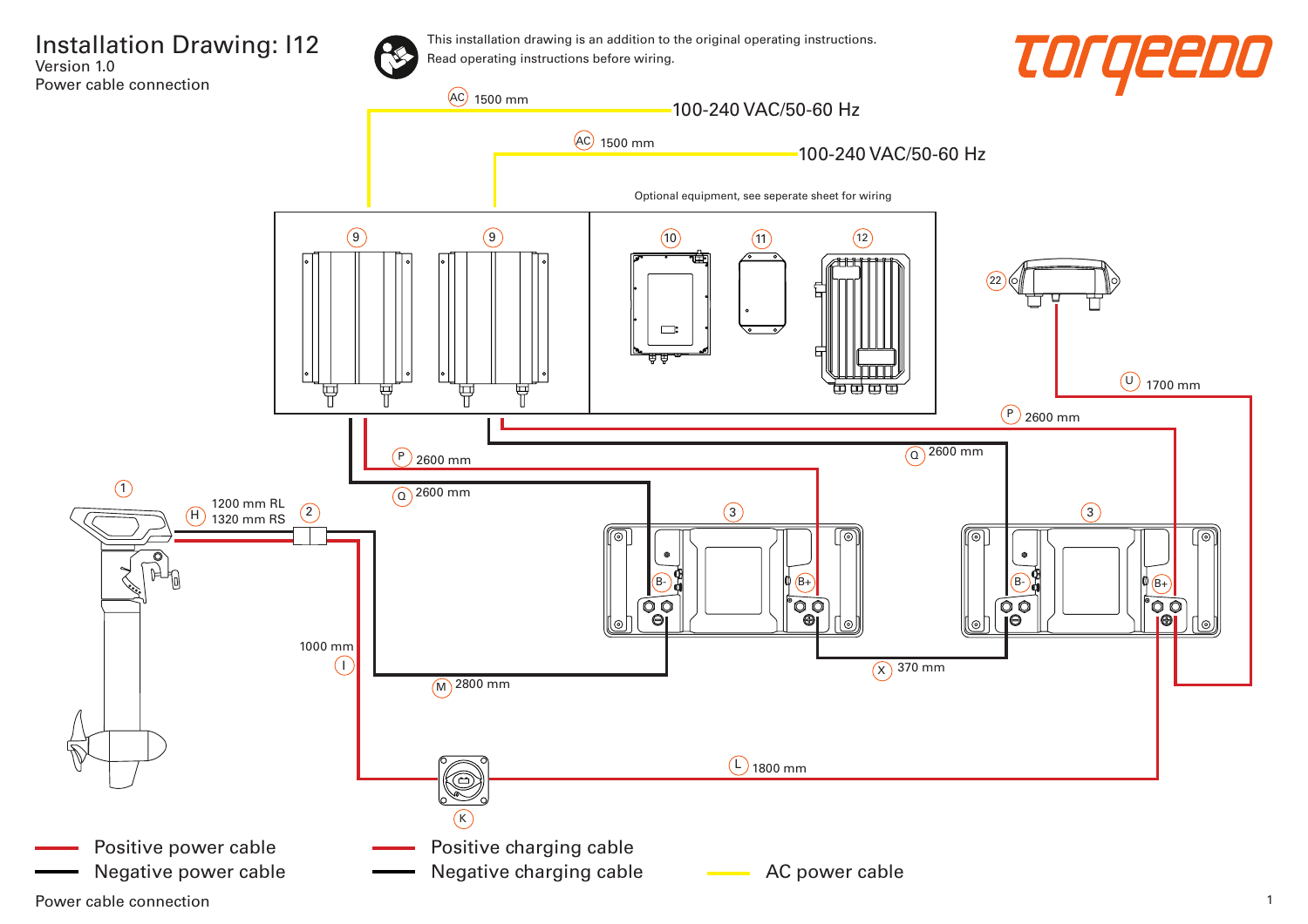# Installation Drawing: I12

Version 1.0

Power cable connection

This installation drawing is an addition to the original operating instructions.
Read operating instructions before wiring.

torqeedo

AC 1500 mm — 100-240 VAC/50-60 Hz

AC 1500 mm — 100-240 VAC/50-60 Hz

Optional equipment, see seperate sheet for wiring

9, 9, 10, 11, 12, 22

U 1700 mm

P 2600 mm

P 2600 mm

Q 2600 mm

Q 2600 mm

1

H 1200 mm RL, 1320 mm RS

2

3, 3

B-, B+, B-, B+

1000 mm I

M 2800 mm

X 370 mm

L 1800 mm

K

- Positive power cable
- Negative power cable
- Positive charging cable
- Negative charging cable
- AC power cable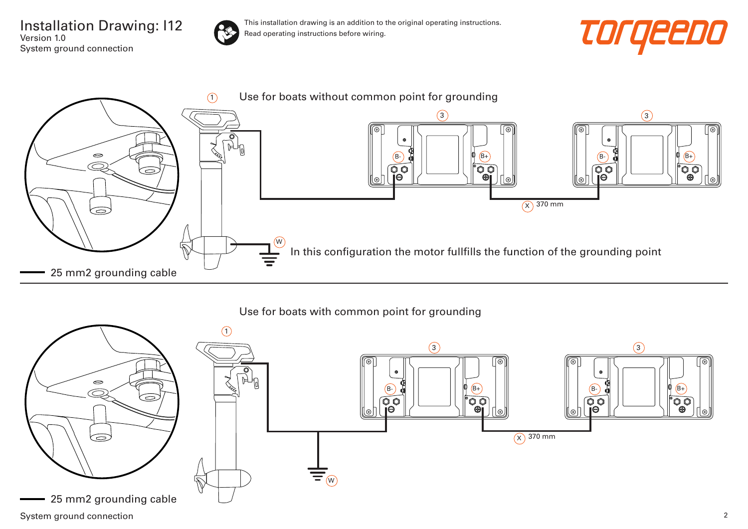# Installation Drawing: I12

Version 1.0

System ground connection

This installation drawing is an addition to the original operating instructions.
Read operating instructions before wiring.

torqeedo

1 Use for boats without common point for grounding

3 3

B- B+ B- B+

X 370 mm

W

In this configuration the motor fullfills the function of the grounding point

25 mm2 grounding cable

Use for boats with common point for grounding

1

3 3

B- B+ B- B+

X 370 mm

W

25 mm2 grounding cable

System ground connection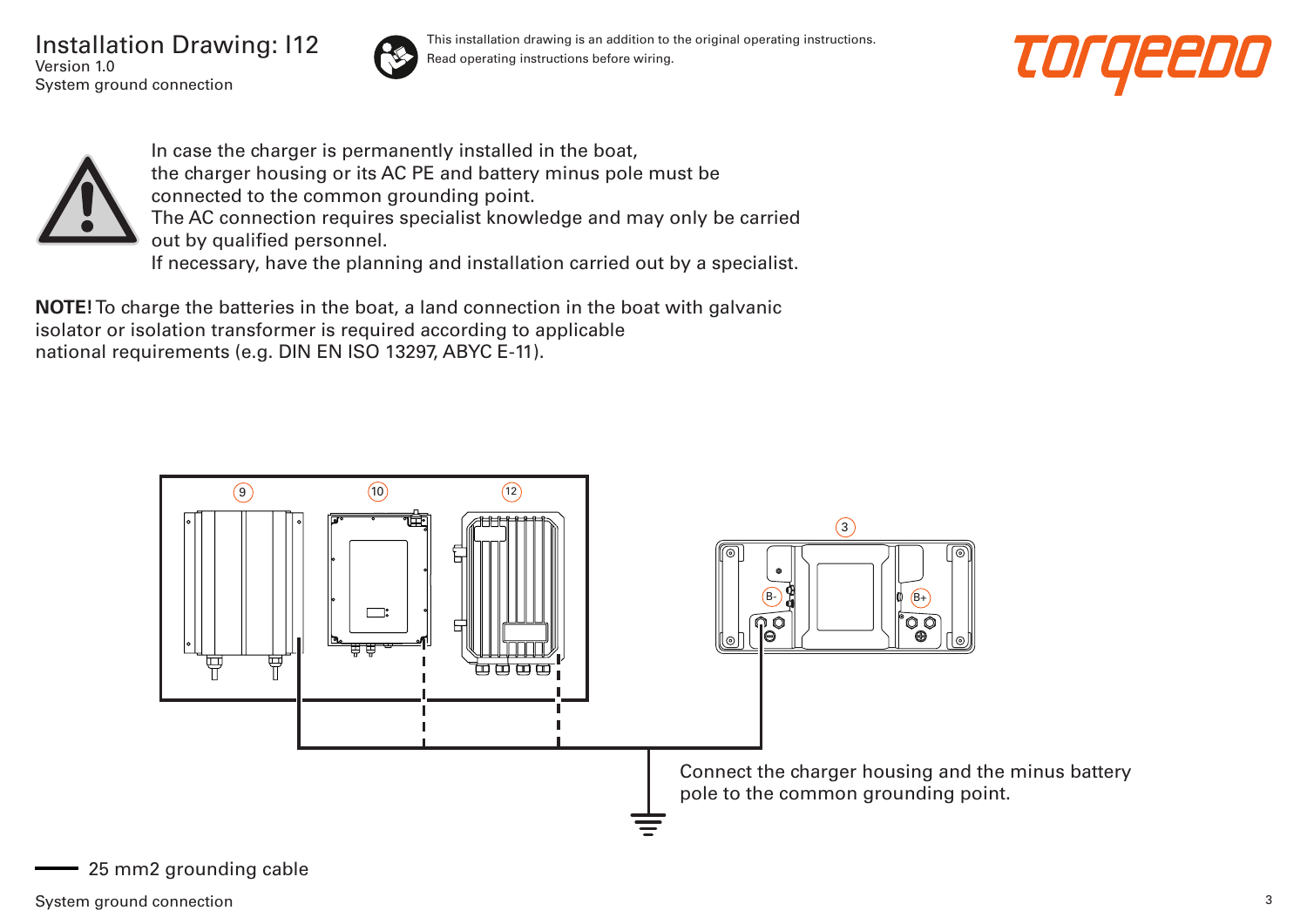# Installation Drawing: I12

Version 1.0

System ground connection

This installation drawing is an addition to the original operating instructions.
Read operating instructions before wiring.

In case the charger is permanently installed in the boat, the charger housing or its AC PE and battery minus pole must be connected to the common grounding point.
The AC connection requires specialist knowledge and may only be carried out by qualified personnel.
If necessary, have the planning and installation carried out by a specialist.

**NOTE!** To charge the batteries in the boat, a land connection in the boat with galvanic isolator or isolation transformer is required according to applicable national requirements (e.g. DIN EN ISO 13297, ABYC E-11).

9 10 12 3

B- B+

Connect the charger housing and the minus battery pole to the common grounding point.

25 mm2 grounding cable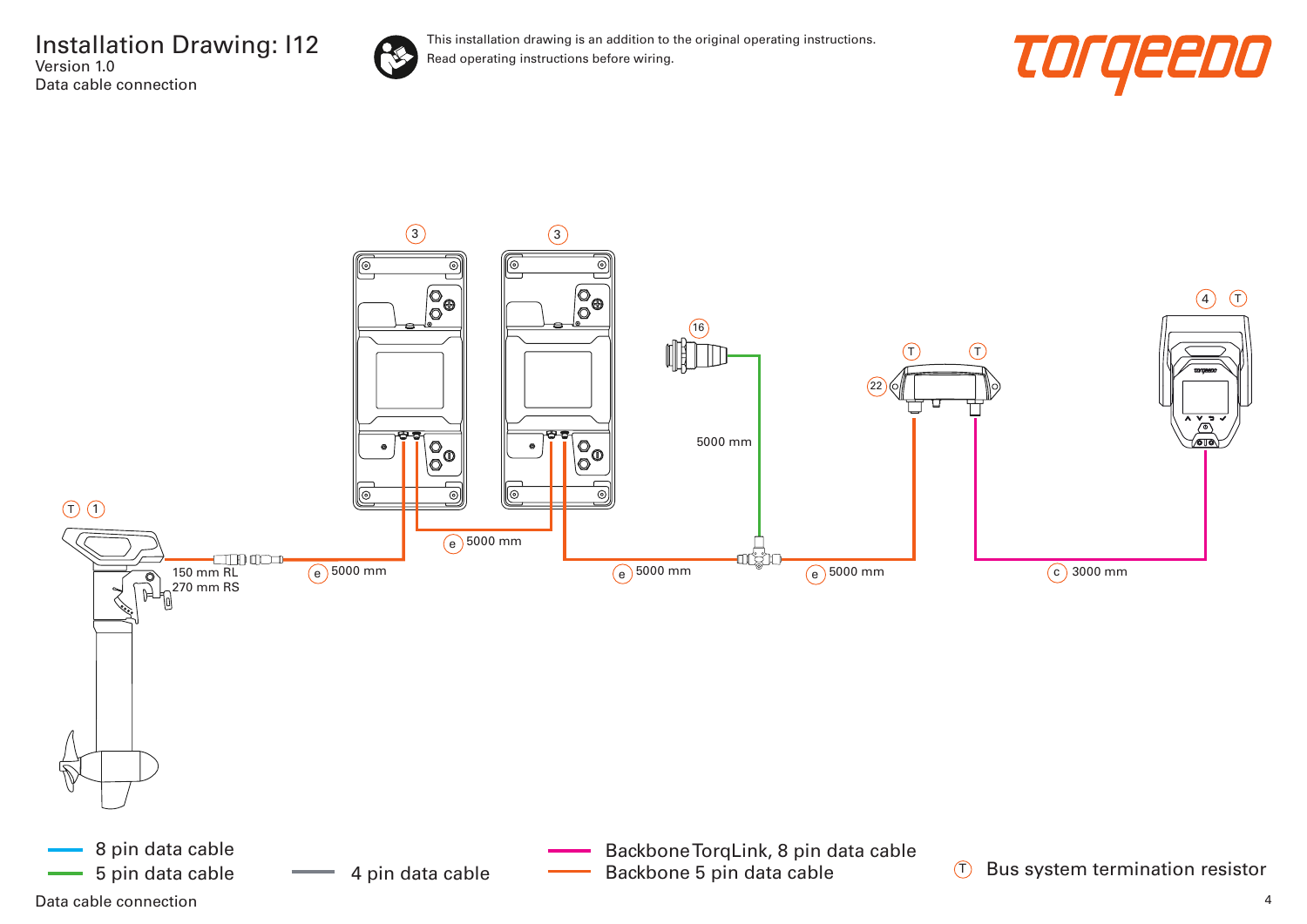# Installation Drawing: I12

Version 1.0

Data cable connection

This installation drawing is an addition to the original operating instructions.
Read operating instructions before wiring.

torqeedo

3 3

16

5000 mm

4 T

T T

22

T 1

150 mm RL
270 mm RS

e 5000 mm

e 5000 mm

e 5000 mm

e 5000 mm

c 3000 mm

- 8 pin data cable
- 5 pin data cable
- 4 pin data cable
- Backbone TorqLink, 8 pin data cable
- Backbone 5 pin data cable
- T Bus system termination resistor

Data cable connection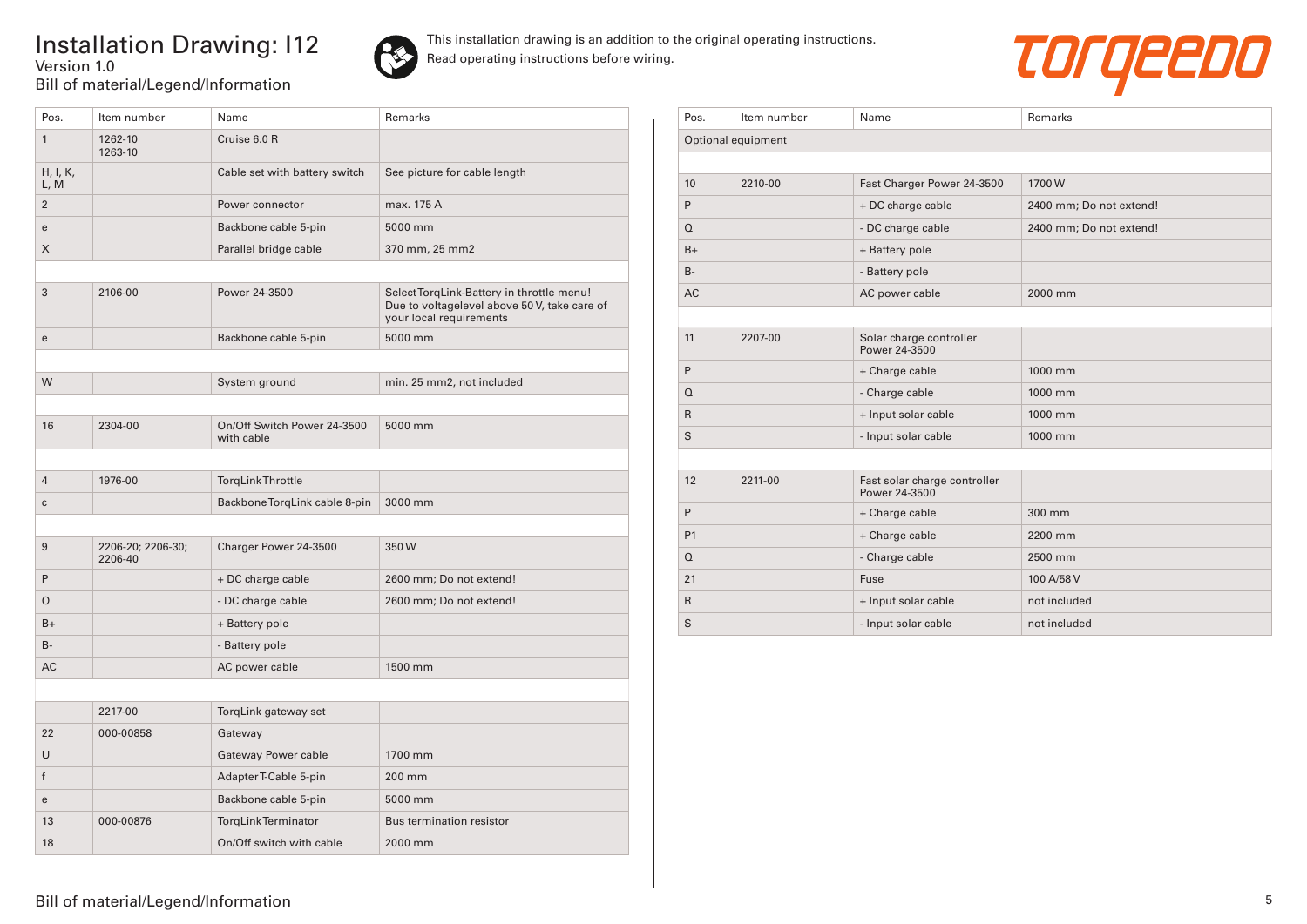# Installation Drawing: I12

Version 1.0

Bill of material/Legend/Information

This installation drawing is an addition to the original operating instructions.
Read operating instructions before wiring.

| Pos. | Item number | Name | Remarks |
|---|---|---|---|
| 1 | 1262-10<br>1263-10 | Cruise 6.0 R | |
| H, I, K, L, M | | Cable set with battery switch | See picture for cable length |
| 2 | | Power connector | max. 175 A |
| e | | Backbone cable 5-pin | 5000 mm |
| X | | Parallel bridge cable | 370 mm, 25 mm2 |
| | | | |
| 3 | 2106-00 | Power 24-3500 | Select TorqLink-Battery in throttle menu! Due to voltagelevel above 50 V, take care of your local requirements |
| e | | Backbone cable 5-pin | 5000 mm |
| | | | |
| W | | System ground | min. 25 mm2, not included |
| | | | |
| 16 | 2304-00 | On/Off Switch Power 24-3500 with cable | 5000 mm |
| | | | |
| 4 | 1976-00 | TorqLink Throttle | |
| c | | Backbone TorqLink cable 8-pin | 3000 mm |
| | | | |
| 9 | 2206-20; 2206-30; 2206-40 | Charger Power 24-3500 | 350 W |
| P | | + DC charge cable | 2600 mm; Do not extend! |
| Q | | - DC charge cable | 2600 mm; Do not extend! |
| B+ | | + Battery pole | |
| B- | | - Battery pole | |
| AC | | AC power cable | 1500 mm |
| | | | |
| | 2217-00 | TorqLink gateway set | |
| 22 | 000-00858 | Gateway | |
| U | | Gateway Power cable | 1700 mm |
| f | | Adapter T-Cable 5-pin | 200 mm |
| e | | Backbone cable 5-pin | 5000 mm |
| 13 | 000-00876 | TorqLink Terminator | Bus termination resistor |
| 18 | | On/Off switch with cable | 2000 mm |

| Pos. | Item number | Name | Remarks |
|---|---|---|---|
| Optional equipment | | | |
| | | | |
| 10 | 2210-00 | Fast Charger Power 24-3500 | 1700 W |
| P | | + DC charge cable | 2400 mm; Do not extend! |
| Q | | - DC charge cable | 2400 mm; Do not extend! |
| B+ | | + Battery pole | |
| B- | | - Battery pole | |
| AC | | AC power cable | 2000 mm |
| | | | |
| 11 | 2207-00 | Solar charge controller Power 24-3500 | |
| P | | + Charge cable | 1000 mm |
| Q | | - Charge cable | 1000 mm |
| R | | + Input solar cable | 1000 mm |
| S | | - Input solar cable | 1000 mm |
| | | | |
| 12 | 2211-00 | Fast solar charge controller Power 24-3500 | |
| P | | + Charge cable | 300 mm |
| P1 | | + Charge cable | 2200 mm |
| Q | | - Charge cable | 2500 mm |
| 21 | | Fuse | 100 A/58 V |
| R | | + Input solar cable | not included |
| S | | - Input solar cable | not included |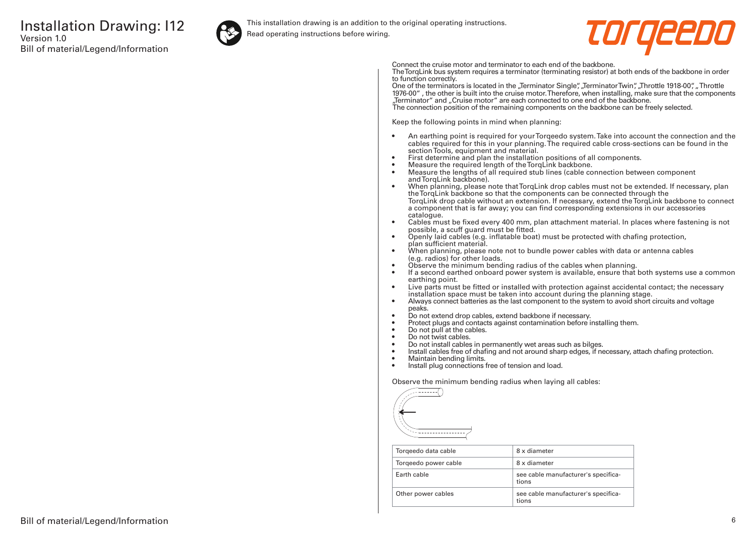# Installation Drawing: I12

Version 1.0

Bill of material/Legend/Information

This installation drawing is an addition to the original operating instructions.
Read operating instructions before wiring.

Connect the cruise motor and terminator to each end of the backbone.
The TorqLink bus system requires a terminator (terminating resistor) at both ends of the backbone in order to function correctly.
One of the terminators is located in the „Terminator Single", „Terminator Twin", „Throttle 1918-00", „ Throttle 1976-00" , the other is built into the cruise motor. Therefore, when installing, make sure that the components „Terminator" and „Cruise motor" are each connected to one end of the backbone.
The connection position of the remaining components on the backbone can be freely selected.

Keep the following points in mind when planning:

- An earthing point is required for your Torqeedo system. Take into account the connection and the cables required for this in your planning. The required cable cross-sections can be found in the section Tools, equipment and material.
- First determine and plan the installation positions of all components.
- Measure the required length of the TorqLink backbone.
- Measure the lengths of all required stub lines (cable connection between component and TorqLink backbone).
- When planning, please note that TorqLink drop cables must not be extended. If necessary, plan the TorqLink backbone so that the components can be connected through the TorqLink drop cable without an extension. If necessary, extend the TorqLink backbone to connect a component that is far away; you can find corresponding extensions in our accessories catalogue.
- Cables must be fixed every 400 mm, plan attachment material. In places where fastening is not possible, a scuff guard must be fitted.
- Openly laid cables (e.g. inflatable boat) must be protected with chafing protection, plan sufficient material.
- When planning, please note not to bundle power cables with data or antenna cables (e.g. radios) for other loads.
- Observe the minimum bending radius of the cables when planning.
- If a second earthed onboard power system is available, ensure that both systems use a common earthing point.
- Live parts must be fitted or installed with protection against accidental contact; the necessary installation space must be taken into account during the planning stage.
- Always connect batteries as the last component to the system to avoid short circuits and voltage peaks.
- Do not extend drop cables, extend backbone if necessary.
- Protect plugs and contacts against contamination before installing them.
- Do not pull at the cables.
- Do not twist cables.
- Do not install cables in permanently wet areas such as bilges.
- Install cables free of chafing and not around sharp edges, if necessary, attach chafing protection.
- Maintain bending limits.
- Install plug connections free of tension and load.

Observe the minimum bending radius when laying all cables:

| Torqeedo data cable | 8 x diameter |
|---|---|
| Torqeedo power cable | 8 x diameter |
| Earth cable | see cable manufacturer's specifications |
| Other power cables | see cable manufacturer's specifications |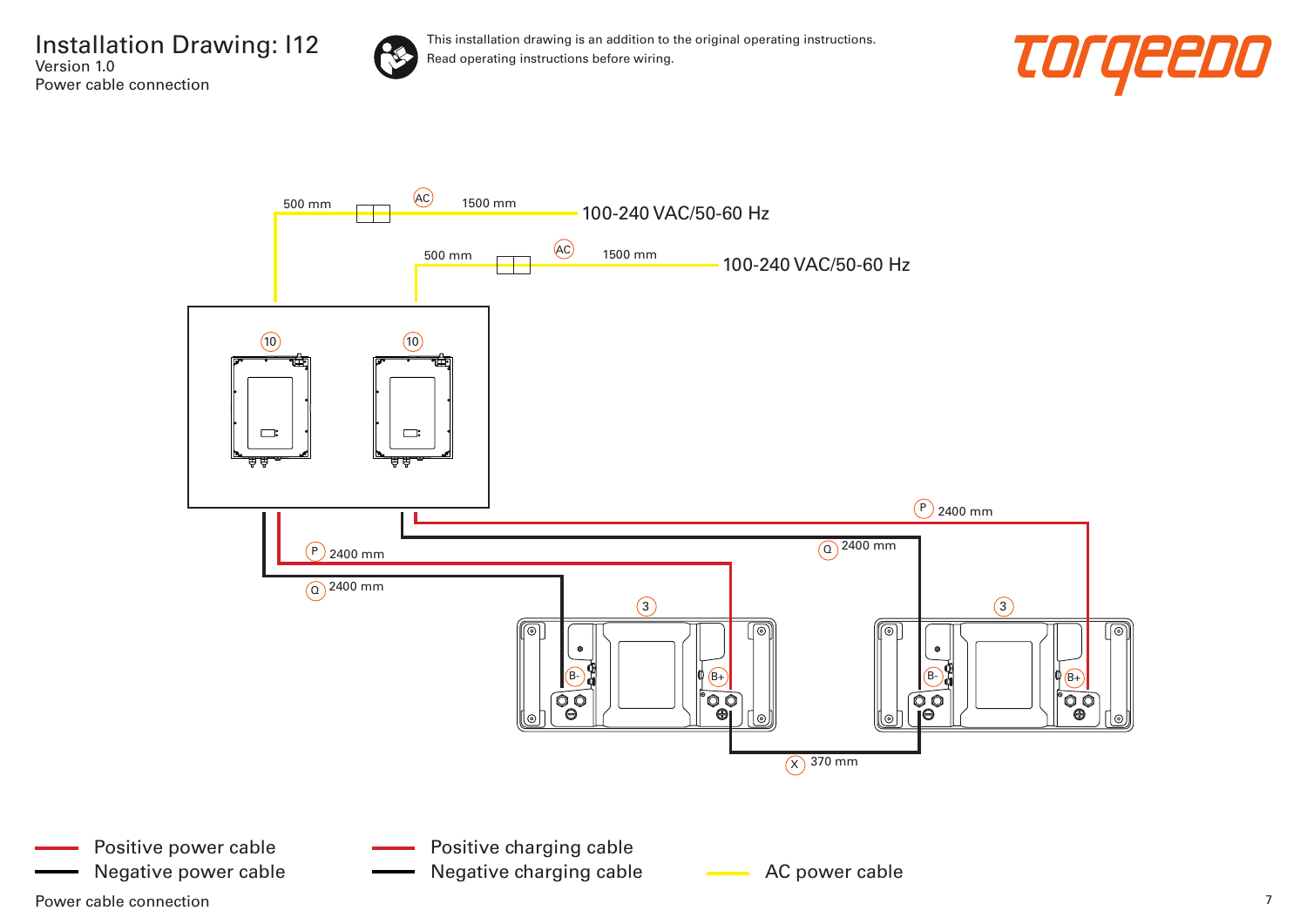# Installation Drawing: I12

Version 1.0

Power cable connection

This installation drawing is an addition to the original operating instructions.
Read operating instructions before wiring.

torqeedo

500 mm (AC) 1500 mm 100-240 VAC/50-60 Hz

500 mm (AC) 1500 mm 100-240 VAC/50-60 Hz

(10) (10)

(P) 2400 mm

(Q) 2400 mm

(P) 2400 mm

(Q) 2400 mm

(3) B- B+

(3) B- B+

(X) 370 mm

- Positive power cable
- Negative power cable
- Positive charging cable
- Negative charging cable
- AC power cable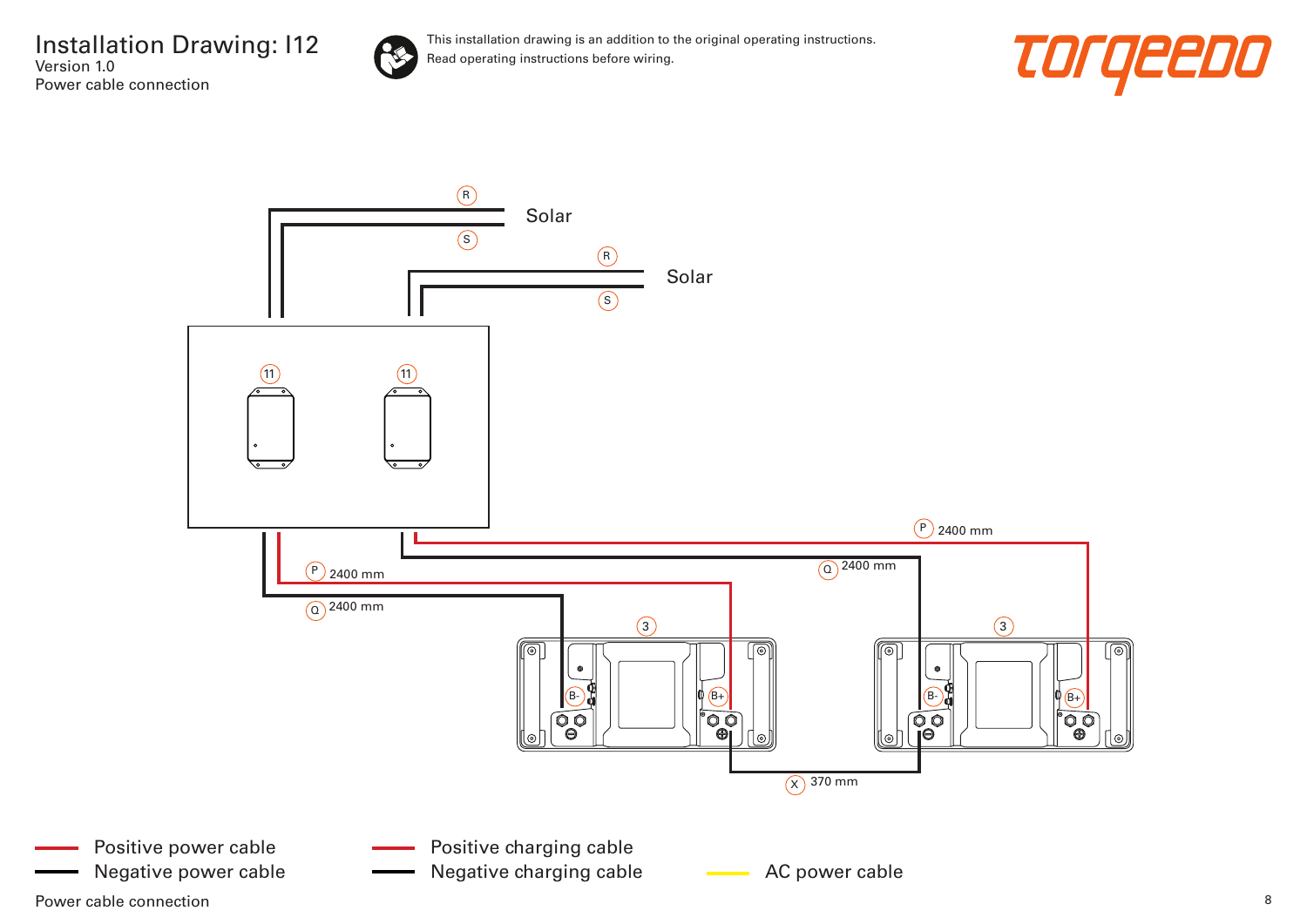# Installation Drawing: I12

Version 1.0

Power cable connection

This installation drawing is an addition to the original operating instructions.
Read operating instructions before wiring.

torqeedo

R

S

Solar

R

S

Solar

11

11

P 2400 mm

Q 2400 mm

P 2400 mm

Q 2400 mm

3

3

B-

B+

B-

B+

X 370 mm

Positive power cable
Negative power cable

Positive charging cable
Negative charging cable

AC power cable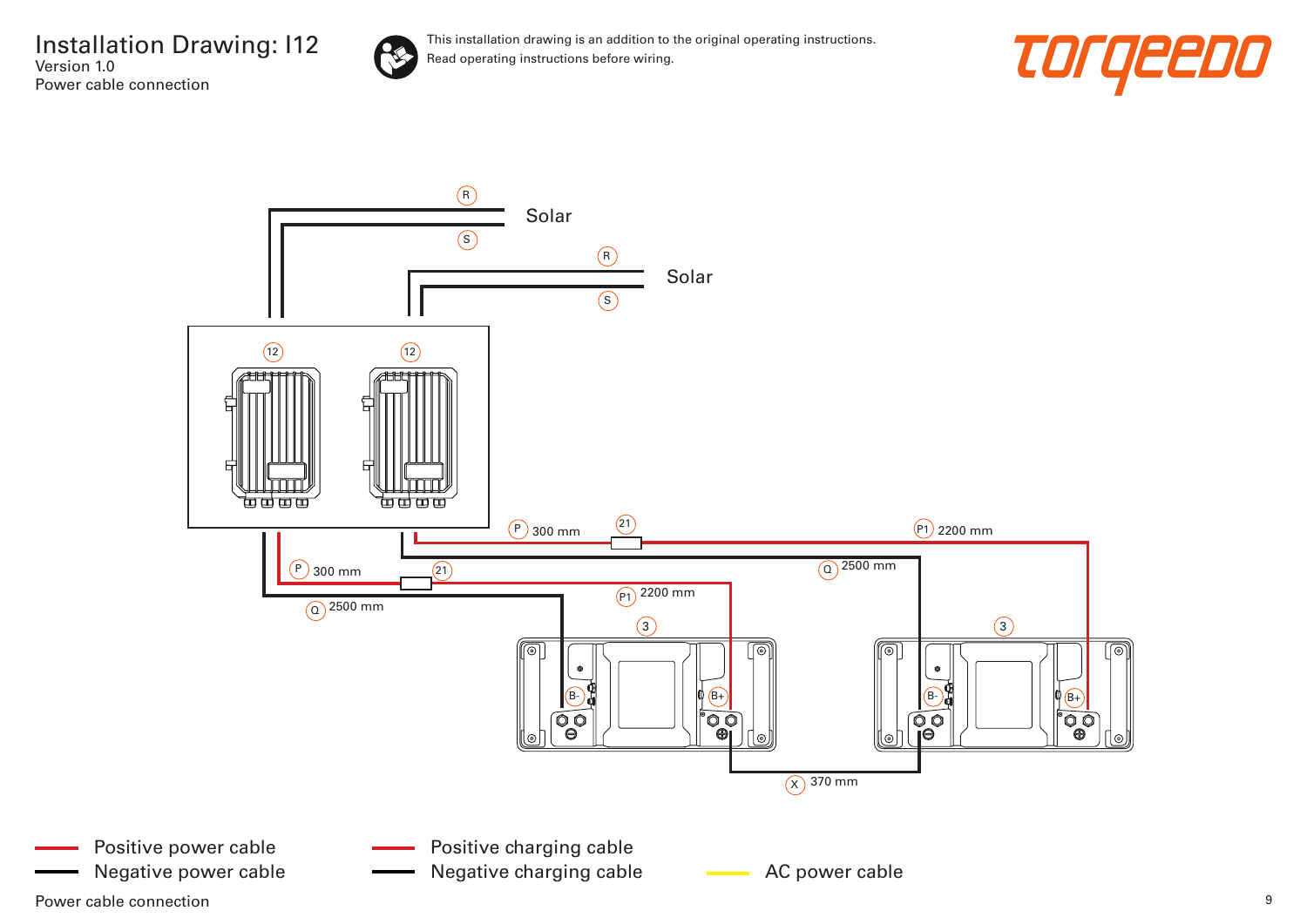# Installation Drawing: I12

Version 1.0

Power cable connection

This installation drawing is an addition to the original operating instructions.
Read operating instructions before wiring.

torqeedo

R

Solar

S

R

Solar

S

12

12

P 300 mm

21

P1 2200 mm

P 300 mm

21

Q 2500 mm

Q 2500 mm

P1 2200 mm

3

3

B-

B+

B-

B+

X 370 mm

Positive power cable

Negative power cable

Positive charging cable

Negative charging cable

AC power cable

Power cable connection